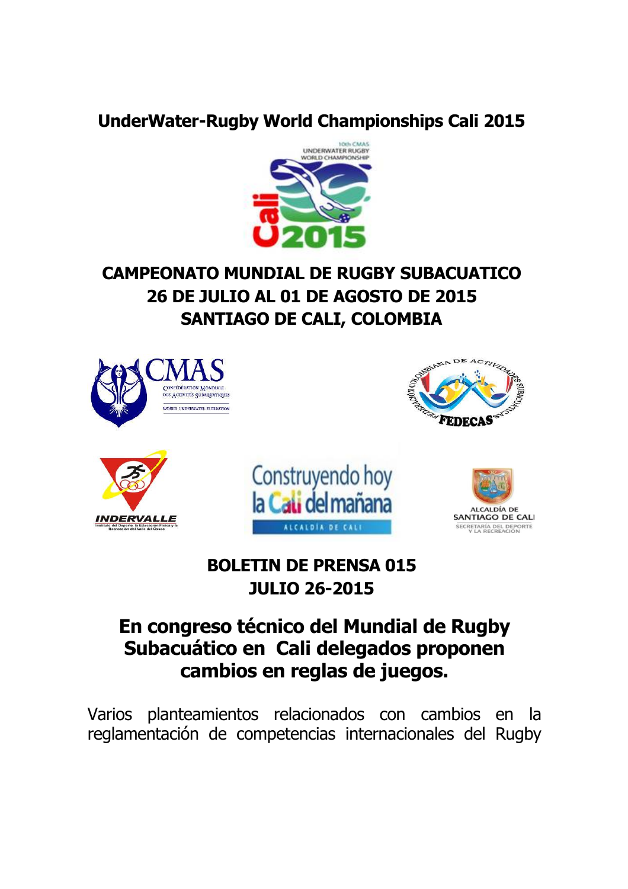**UnderWater-Rugby World Championships Cali 2015**

**CAMPEONATO MUNDIAL DE RUGBY SUBACUATICO**
**26 DE JULIO AL 01 DE AGOSTO DE 2015**
**SANTIAGO DE CALI, COLOMBIA**

**BOLETIN DE PRENSA 015**
**JULIO 26-2015**

# En congreso técnico del Mundial de Rugby Subacuático en Cali delegados proponen cambios en reglas de juegos.

Varios planteamientos relacionados con cambios en la reglamentación de competencias internacionales del Rugby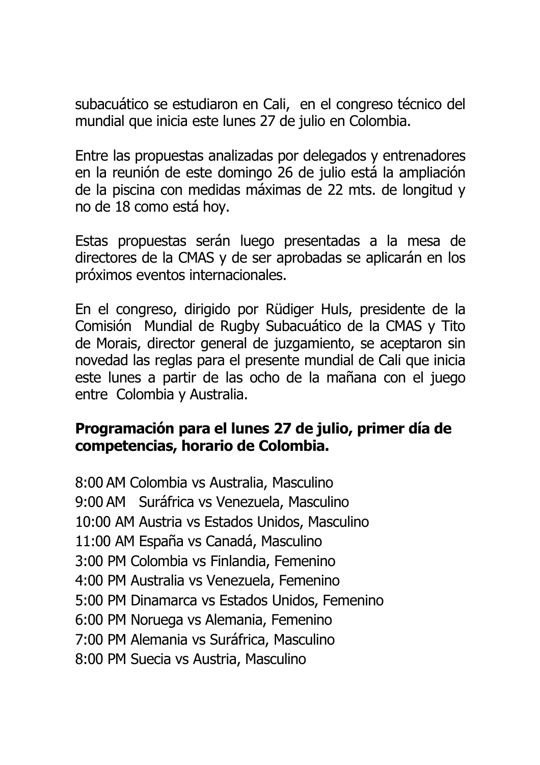subacuático se estudiaron en Cali, en el congreso técnico del mundial que inicia este lunes 27 de julio en Colombia.

Entre las propuestas analizadas por delegados y entrenadores en la reunión de este domingo 26 de julio está la ampliación de la piscina con medidas máximas de 22 mts. de longitud y no de 18 como está hoy.

Estas propuestas serán luego presentadas a la mesa de directores de la CMAS y de ser aprobadas se aplicarán en los próximos eventos internacionales.

En el congreso, dirigido por Rüdiger Huls, presidente de la Comisión Mundial de Rugby Subacuático de la CMAS y Tito de Morais, director general de juzgamiento, se aceptaron sin novedad las reglas para el presente mundial de Cali que inicia este lunes a partir de las ocho de la mañana con el juego entre Colombia y Australia.

**Programación para el lunes 27 de julio, primer día de competencias, horario de Colombia.**

8:00 AM Colombia vs Australia, Masculino
9:00 AM Suráfrica vs Venezuela, Masculino
10:00 AM Austria vs Estados Unidos, Masculino
11:00 AM España vs Canadá, Masculino
3:00 PM Colombia vs Finlandia, Femenino
4:00 PM Australia vs Venezuela, Femenino
5:00 PM Dinamarca vs Estados Unidos, Femenino
6:00 PM Noruega vs Alemania, Femenino
7:00 PM Alemania vs Suráfrica, Masculino
8:00 PM Suecia vs Austria, Masculino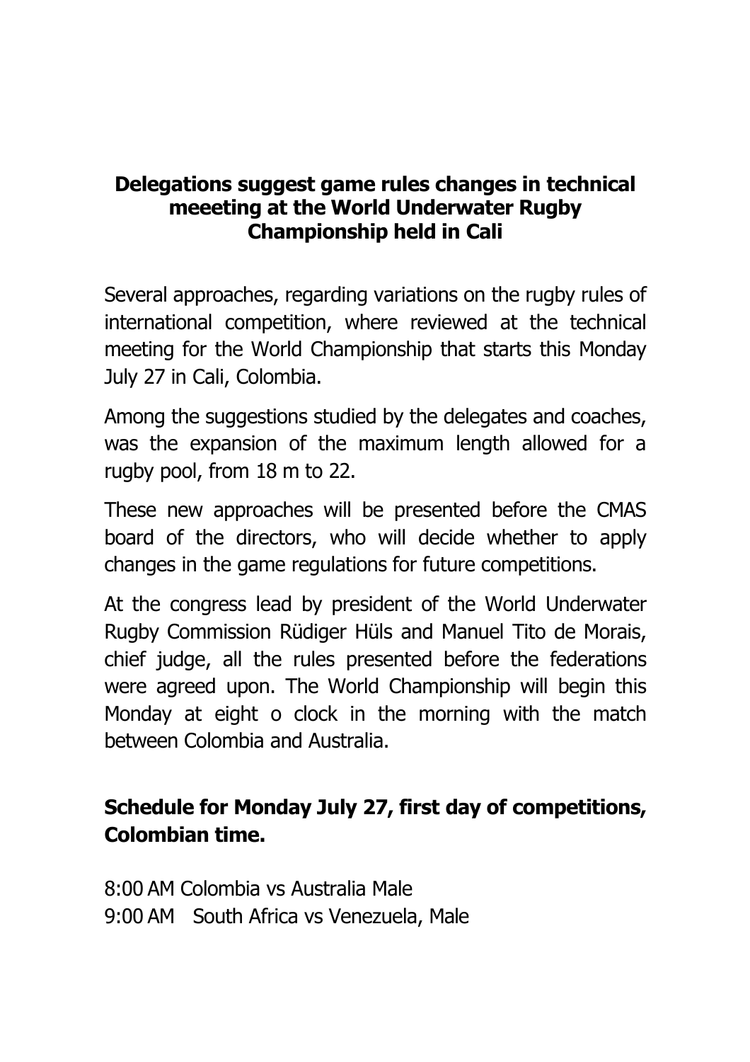## Delegations suggest game rules changes in technical meeeting at the World Underwater Rugby Championship held in Cali

Several approaches, regarding variations on the rugby rules of international competition, where reviewed at the technical meeting for the World Championship that starts this Monday July 27 in Cali, Colombia.

Among the suggestions studied by the delegates and coaches, was the expansion of the maximum length allowed for a rugby pool, from 18 m to 22.

These new approaches will be presented before the CMAS board of the directors, who will decide whether to apply changes in the game regulations for future competitions.

At the congress lead by president of the World Underwater Rugby Commission Rüdiger Hüls and Manuel Tito de Morais, chief judge, all the rules presented before the federations were agreed upon. The World Championship will begin this Monday at eight o clock in the morning with the match between Colombia and Australia.

### Schedule for Monday July 27, first day of competitions, Colombian time.

8:00 AM Colombia vs Australia Male
9:00 AM South Africa vs Venezuela, Male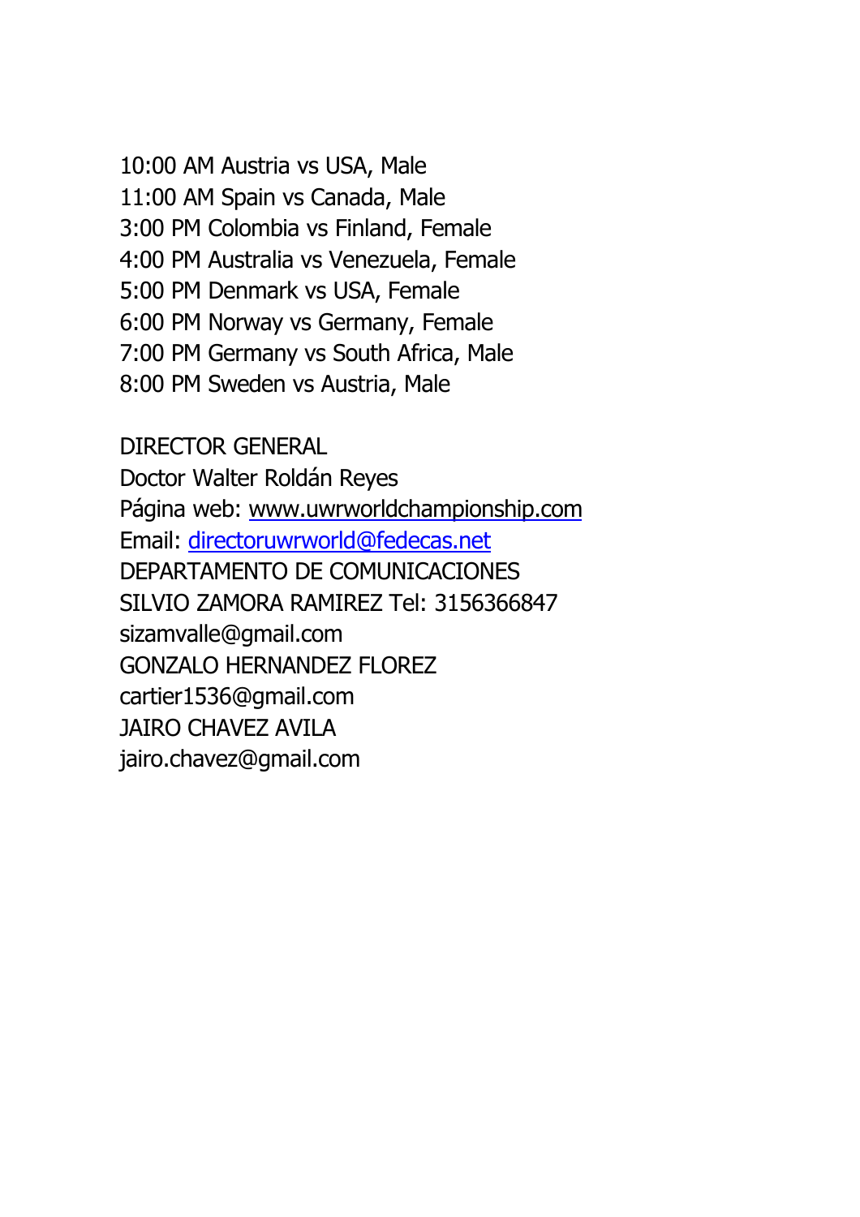10:00 AM Austria vs USA, Male
11:00 AM Spain vs Canada, Male
3:00 PM Colombia vs Finland, Female
4:00 PM Australia vs Venezuela, Female
5:00 PM Denmark vs USA, Female
6:00 PM Norway vs Germany, Female
7:00 PM Germany vs South Africa, Male
8:00 PM Sweden vs Austria, Male

DIRECTOR GENERAL
Doctor Walter Roldán Reyes
Página web: [www.uwrworldchampionship.com](http://www.uwrworldchampionship.com)
Email: [directoruwrworld@fedecas.net](mailto:directoruwrworld@fedecas.net)
DEPARTAMENTO DE COMUNICACIONES
SILVIO ZAMORA RAMIREZ Tel: 3156366847
sizamvalle@gmail.com
GONZALO HERNANDEZ FLOREZ
cartier1536@gmail.com
JAIRO CHAVEZ AVILA
jairo.chavez@gmail.com